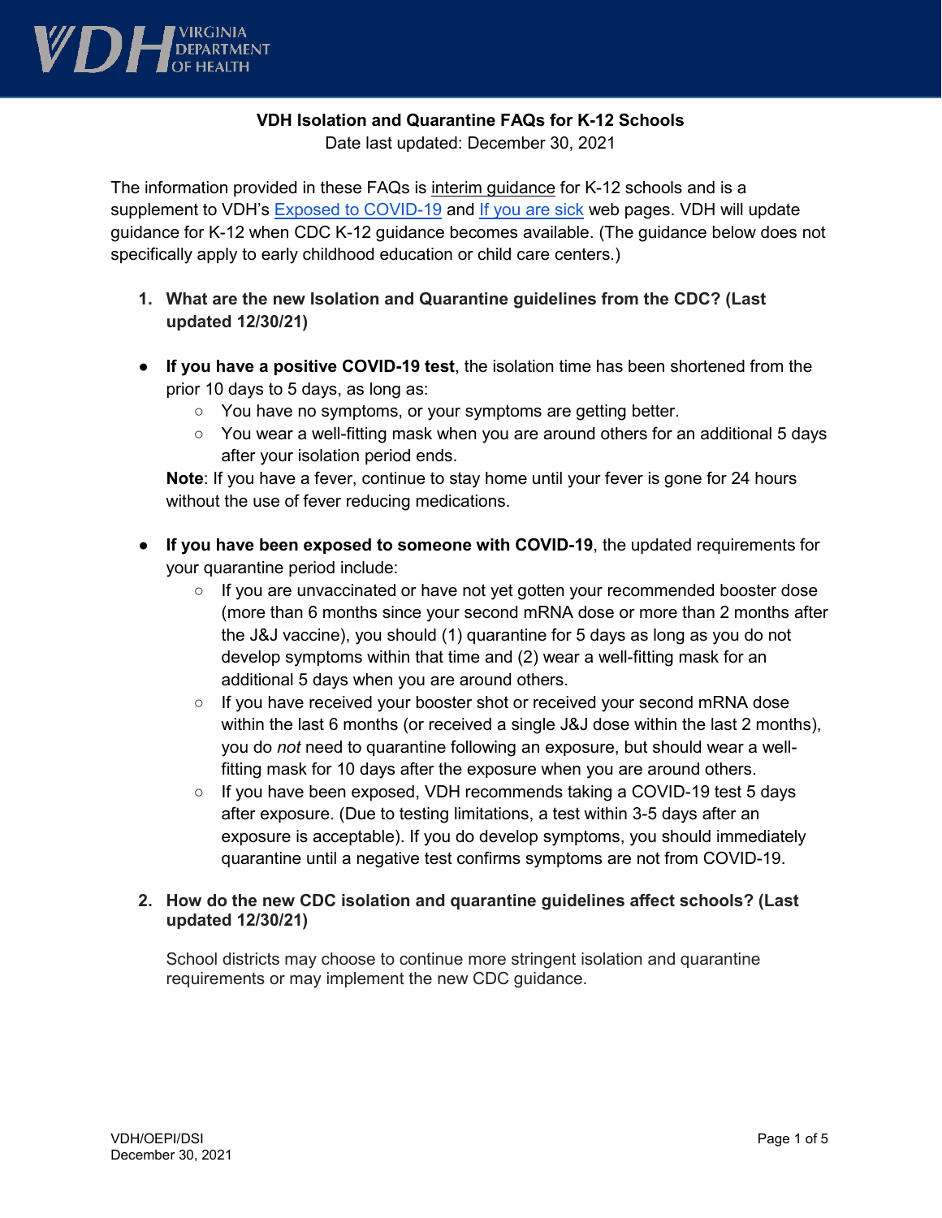# VDH Isolation and Quarantine FAQs for K-12 Schools

Date last updated: December 30, 2021

The information provided in these FAQs is interim guidance for K-12 schools and is a supplement to VDH's [Exposed to COVID-19]() and [If you are sick]() web pages. VDH will update guidance for K-12 when CDC K-12 guidance becomes available. (The guidance below does not specifically apply to early childhood education or child care centers.)

1. **What are the new Isolation and Quarantine guidelines from the CDC? (Last updated 12/30/21)**

- **If you have a positive COVID-19 test**, the isolation time has been shortened from the prior 10 days to 5 days, as long as:
  - You have no symptoms, or your symptoms are getting better.
  - You wear a well-fitting mask when you are around others for an additional 5 days after your isolation period ends.

  **Note**: If you have a fever, continue to stay home until your fever is gone for 24 hours without the use of fever reducing medications.

- **If you have been exposed to someone with COVID-19**, the updated requirements for your quarantine period include:
  - If you are unvaccinated or have not yet gotten your recommended booster dose (more than 6 months since your second mRNA dose or more than 2 months after the J&J vaccine), you should (1) quarantine for 5 days as long as you do not develop symptoms within that time and (2) wear a well-fitting mask for an additional 5 days when you are around others.
  - If you have received your booster shot or received your second mRNA dose within the last 6 months (or received a single J&J dose within the last 2 months), you do *not* need to quarantine following an exposure, but should wear a well-fitting mask for 10 days after the exposure when you are around others.
  - If you have been exposed, VDH recommends taking a COVID-19 test 5 days after exposure. (Due to testing limitations, a test within 3-5 days after an exposure is acceptable). If you do develop symptoms, you should immediately quarantine until a negative test confirms symptoms are not from COVID-19.

2. **How do the new CDC isolation and quarantine guidelines affect schools? (Last updated 12/30/21)**

   School districts may choose to continue more stringent isolation and quarantine requirements or may implement the new CDC guidance.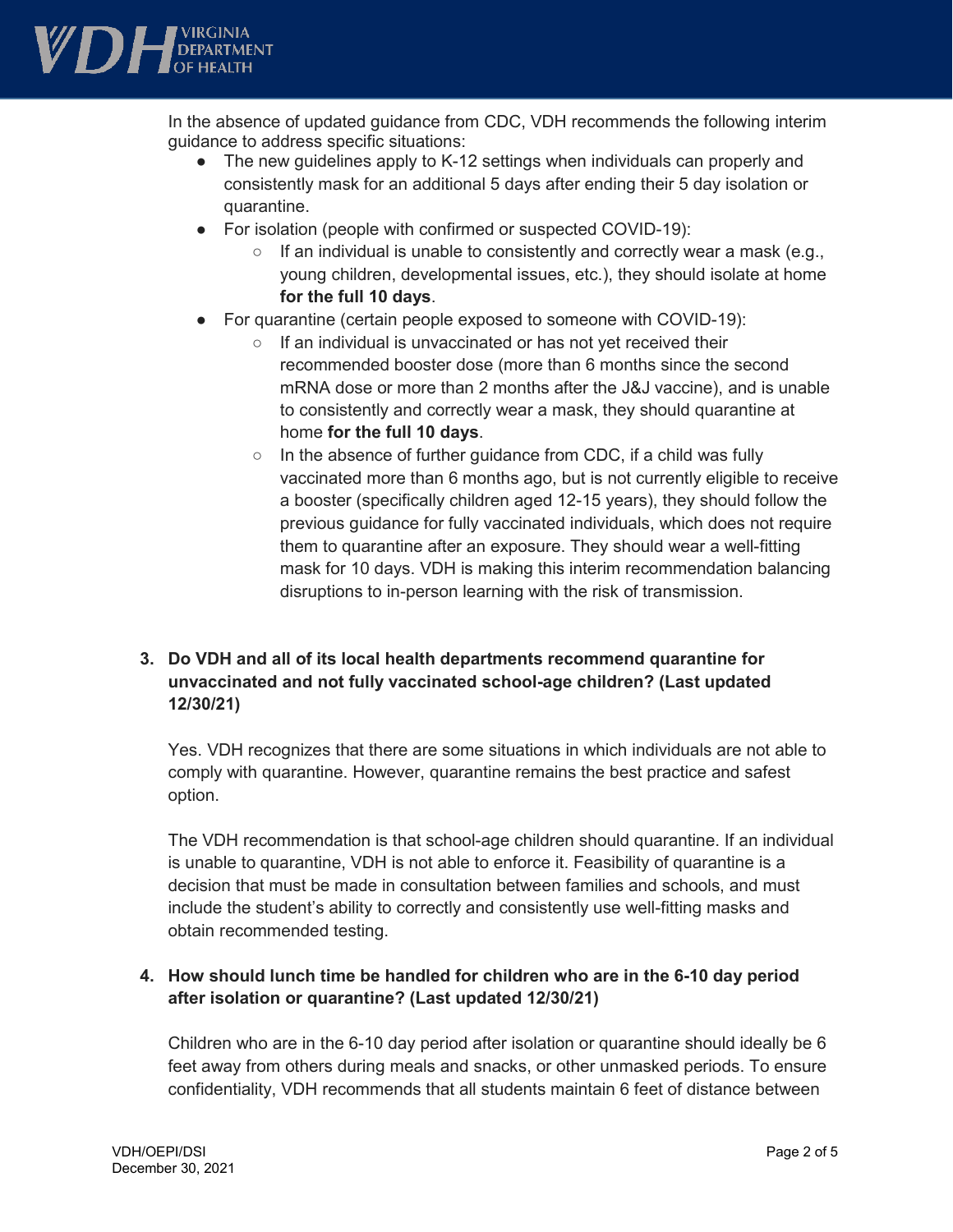In the absence of updated guidance from CDC, VDH recommends the following interim guidance to address specific situations:

- The new guidelines apply to K-12 settings when individuals can properly and consistently mask for an additional 5 days after ending their 5 day isolation or quarantine.
- For isolation (people with confirmed or suspected COVID-19):
  - If an individual is unable to consistently and correctly wear a mask (e.g., young children, developmental issues, etc.), they should isolate at home **for the full 10 days**.
- For quarantine (certain people exposed to someone with COVID-19):
  - If an individual is unvaccinated or has not yet received their recommended booster dose (more than 6 months since the second mRNA dose or more than 2 months after the J&J vaccine), and is unable to consistently and correctly wear a mask, they should quarantine at home **for the full 10 days**.
  - In the absence of further guidance from CDC, if a child was fully vaccinated more than 6 months ago, but is not currently eligible to receive a booster (specifically children aged 12-15 years), they should follow the previous guidance for fully vaccinated individuals, which does not require them to quarantine after an exposure. They should wear a well-fitting mask for 10 days. VDH is making this interim recommendation balancing disruptions to in-person learning with the risk of transmission.

**3. Do VDH and all of its local health departments recommend quarantine for unvaccinated and not fully vaccinated school-age children? (Last updated 12/30/21)**

Yes. VDH recognizes that there are some situations in which individuals are not able to comply with quarantine. However, quarantine remains the best practice and safest option.

The VDH recommendation is that school-age children should quarantine. If an individual is unable to quarantine, VDH is not able to enforce it. Feasibility of quarantine is a decision that must be made in consultation between families and schools, and must include the student's ability to correctly and consistently use well-fitting masks and obtain recommended testing.

**4. How should lunch time be handled for children who are in the 6-10 day period after isolation or quarantine? (Last updated 12/30/21)**

Children who are in the 6-10 day period after isolation or quarantine should ideally be 6 feet away from others during meals and snacks, or other unmasked periods. To ensure confidentiality, VDH recommends that all students maintain 6 feet of distance between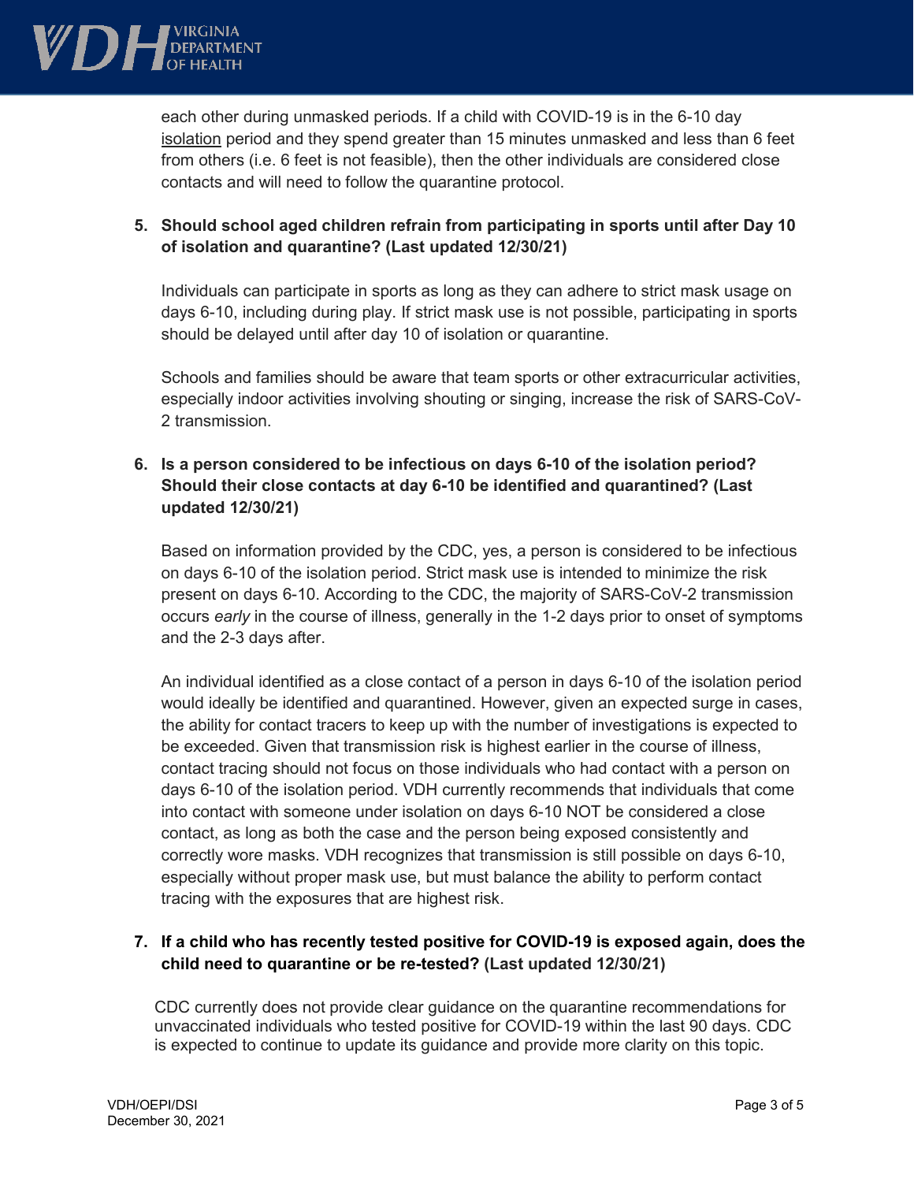each other during unmasked periods. If a child with COVID-19 is in the 6-10 day isolation period and they spend greater than 15 minutes unmasked and less than 6 feet from others (i.e. 6 feet is not feasible), then the other individuals are considered close contacts and will need to follow the quarantine protocol.

5. **Should school aged children refrain from participating in sports until after Day 10 of isolation and quarantine? (Last updated 12/30/21)**

   Individuals can participate in sports as long as they can adhere to strict mask usage on days 6-10, including during play. If strict mask use is not possible, participating in sports should be delayed until after day 10 of isolation or quarantine.

   Schools and families should be aware that team sports or other extracurricular activities, especially indoor activities involving shouting or singing, increase the risk of SARS-CoV-2 transmission.

6. **Is a person considered to be infectious on days 6-10 of the isolation period? Should their close contacts at day 6-10 be identified and quarantined? (Last updated 12/30/21)**

   Based on information provided by the CDC, yes, a person is considered to be infectious on days 6-10 of the isolation period. Strict mask use is intended to minimize the risk present on days 6-10. According to the CDC, the majority of SARS-CoV-2 transmission occurs *early* in the course of illness, generally in the 1-2 days prior to onset of symptoms and the 2-3 days after.

   An individual identified as a close contact of a person in days 6-10 of the isolation period would ideally be identified and quarantined. However, given an expected surge in cases, the ability for contact tracers to keep up with the number of investigations is expected to be exceeded. Given that transmission risk is highest earlier in the course of illness, contact tracing should not focus on those individuals who had contact with a person on days 6-10 of the isolation period. VDH currently recommends that individuals that come into contact with someone under isolation on days 6-10 NOT be considered a close contact, as long as both the case and the person being exposed consistently and correctly wore masks. VDH recognizes that transmission is still possible on days 6-10, especially without proper mask use, but must balance the ability to perform contact tracing with the exposures that are highest risk.

7. **If a child who has recently tested positive for COVID-19 is exposed again, does the child need to quarantine or be re-tested? (Last updated 12/30/21)**

   CDC currently does not provide clear guidance on the quarantine recommendations for unvaccinated individuals who tested positive for COVID-19 within the last 90 days. CDC is expected to continue to update its guidance and provide more clarity on this topic.

VDH/OEPI/DSI
December 30, 2021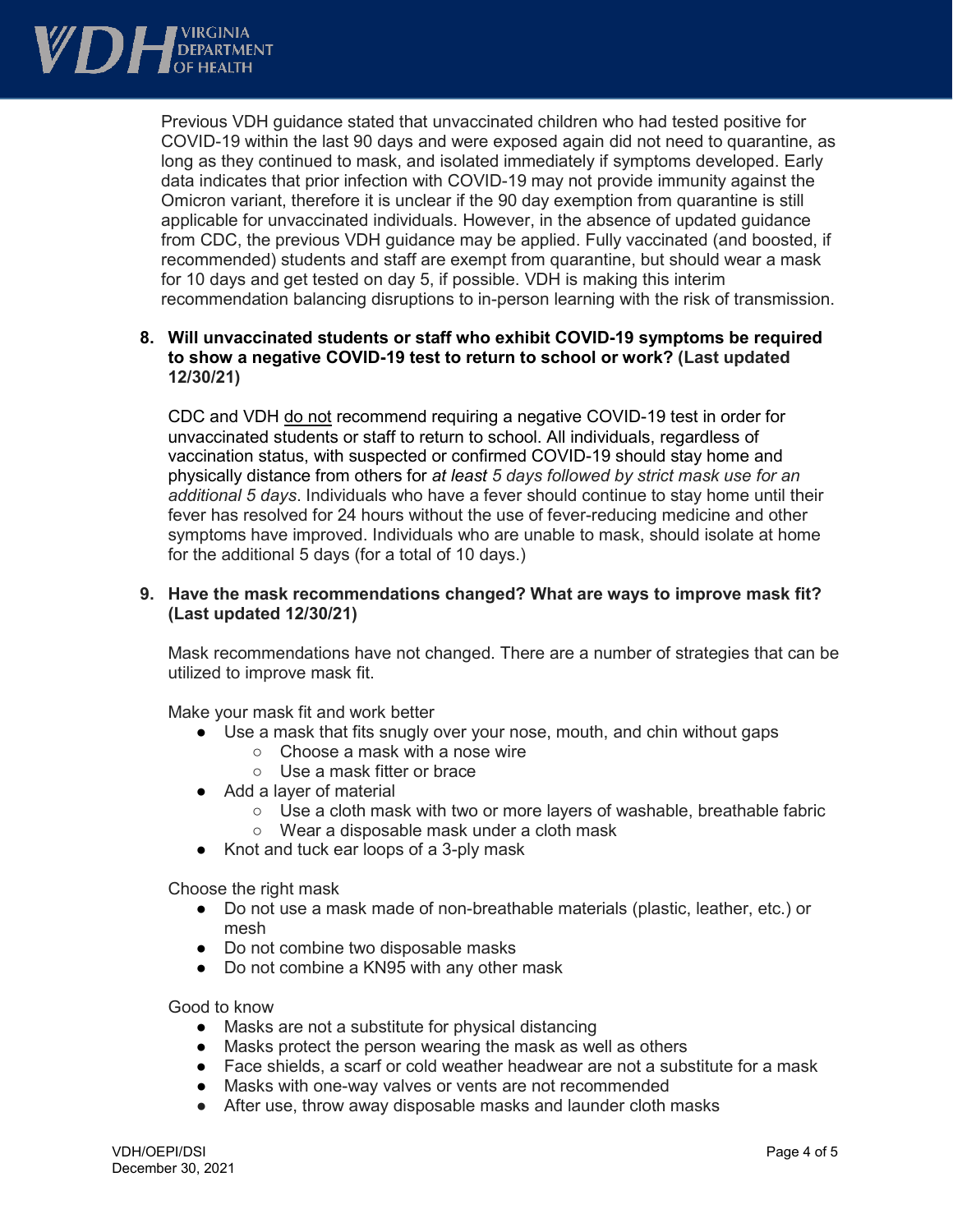Previous VDH guidance stated that unvaccinated children who had tested positive for COVID-19 within the last 90 days and were exposed again did not need to quarantine, as long as they continued to mask, and isolated immediately if symptoms developed. Early data indicates that prior infection with COVID-19 may not provide immunity against the Omicron variant, therefore it is unclear if the 90 day exemption from quarantine is still applicable for unvaccinated individuals. However, in the absence of updated guidance from CDC, the previous VDH guidance may be applied. Fully vaccinated (and boosted, if recommended) students and staff are exempt from quarantine, but should wear a mask for 10 days and get tested on day 5, if possible. VDH is making this interim recommendation balancing disruptions to in-person learning with the risk of transmission.

8. **Will unvaccinated students or staff who exhibit COVID-19 symptoms be required to show a negative COVID-19 test to return to school or work? (Last updated 12/30/21)**

   CDC and VDH <u>do not</u> recommend requiring a negative COVID-19 test in order for unvaccinated students or staff to return to school. All individuals, regardless of vaccination status, with suspected or confirmed COVID-19 should stay home and physically distance from others for *at least 5 days followed by strict mask use for an additional 5 days*. Individuals who have a fever should continue to stay home until their fever has resolved for 24 hours without the use of fever-reducing medicine and other symptoms have improved. Individuals who are unable to mask, should isolate at home for the additional 5 days (for a total of 10 days.)

9. **Have the mask recommendations changed? What are ways to improve mask fit? (Last updated 12/30/21)**

   Mask recommendations have not changed. There are a number of strategies that can be utilized to improve mask fit.

   Make your mask fit and work better
   - Use a mask that fits snugly over your nose, mouth, and chin without gaps
     - Choose a mask with a nose wire
     - Use a mask fitter or brace
   - Add a layer of material
     - Use a cloth mask with two or more layers of washable, breathable fabric
     - Wear a disposable mask under a cloth mask
   - Knot and tuck ear loops of a 3-ply mask

   Choose the right mask
   - Do not use a mask made of non-breathable materials (plastic, leather, etc.) or mesh
   - Do not combine two disposable masks
   - Do not combine a KN95 with any other mask

   Good to know
   - Masks are not a substitute for physical distancing
   - Masks protect the person wearing the mask as well as others
   - Face shields, a scarf or cold weather headwear are not a substitute for a mask
   - Masks with one-way valves or vents are not recommended
   - After use, throw away disposable masks and launder cloth masks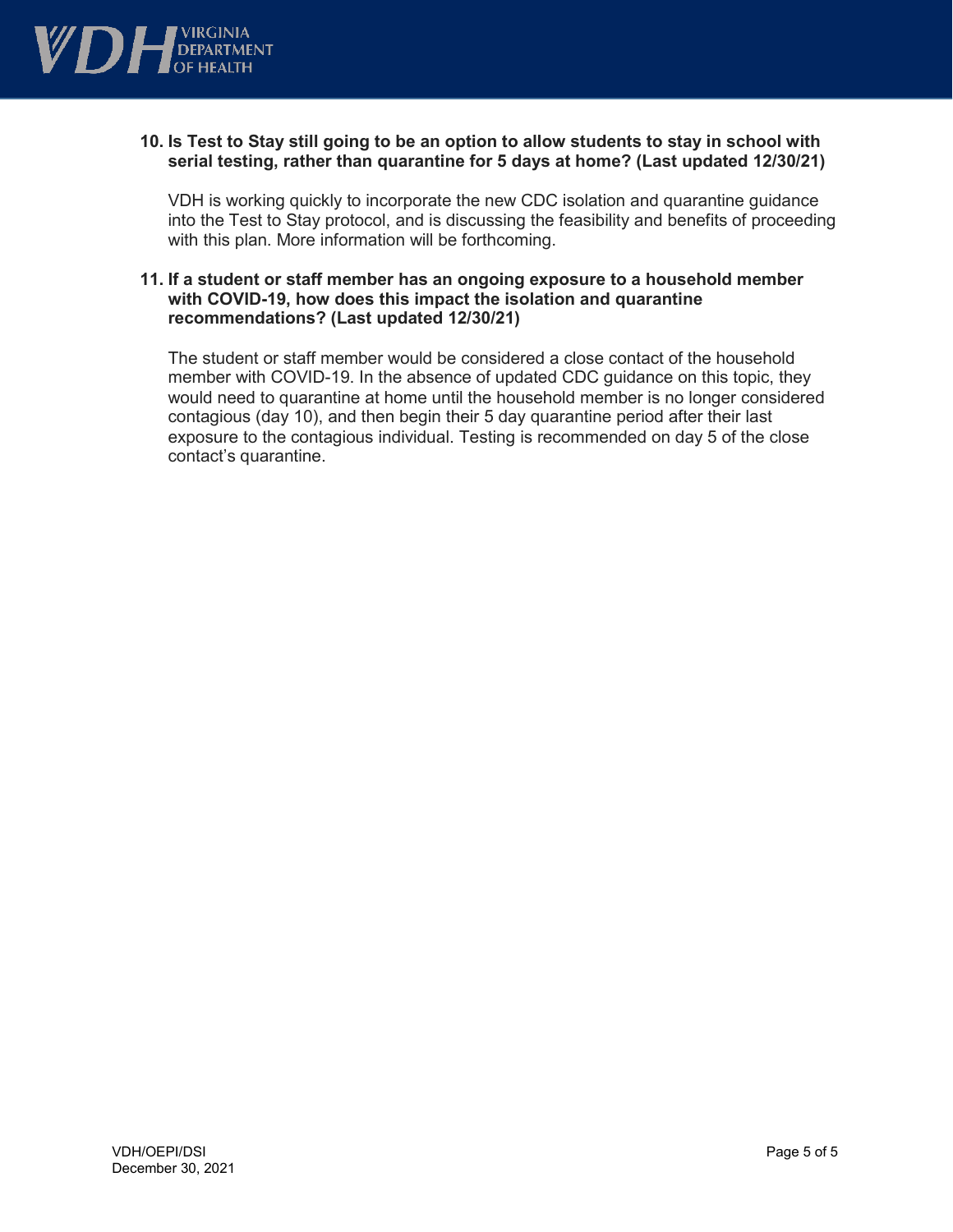**10. Is Test to Stay still going to be an option to allow students to stay in school with serial testing, rather than quarantine for 5 days at home? (Last updated 12/30/21)**

VDH is working quickly to incorporate the new CDC isolation and quarantine guidance into the Test to Stay protocol, and is discussing the feasibility and benefits of proceeding with this plan. More information will be forthcoming.

**11. If a student or staff member has an ongoing exposure to a household member with COVID-19, how does this impact the isolation and quarantine recommendations? (Last updated 12/30/21)**

The student or staff member would be considered a close contact of the household member with COVID-19. In the absence of updated CDC guidance on this topic, they would need to quarantine at home until the household member is no longer considered contagious (day 10), and then begin their 5 day quarantine period after their last exposure to the contagious individual. Testing is recommended on day 5 of the close contact's quarantine.